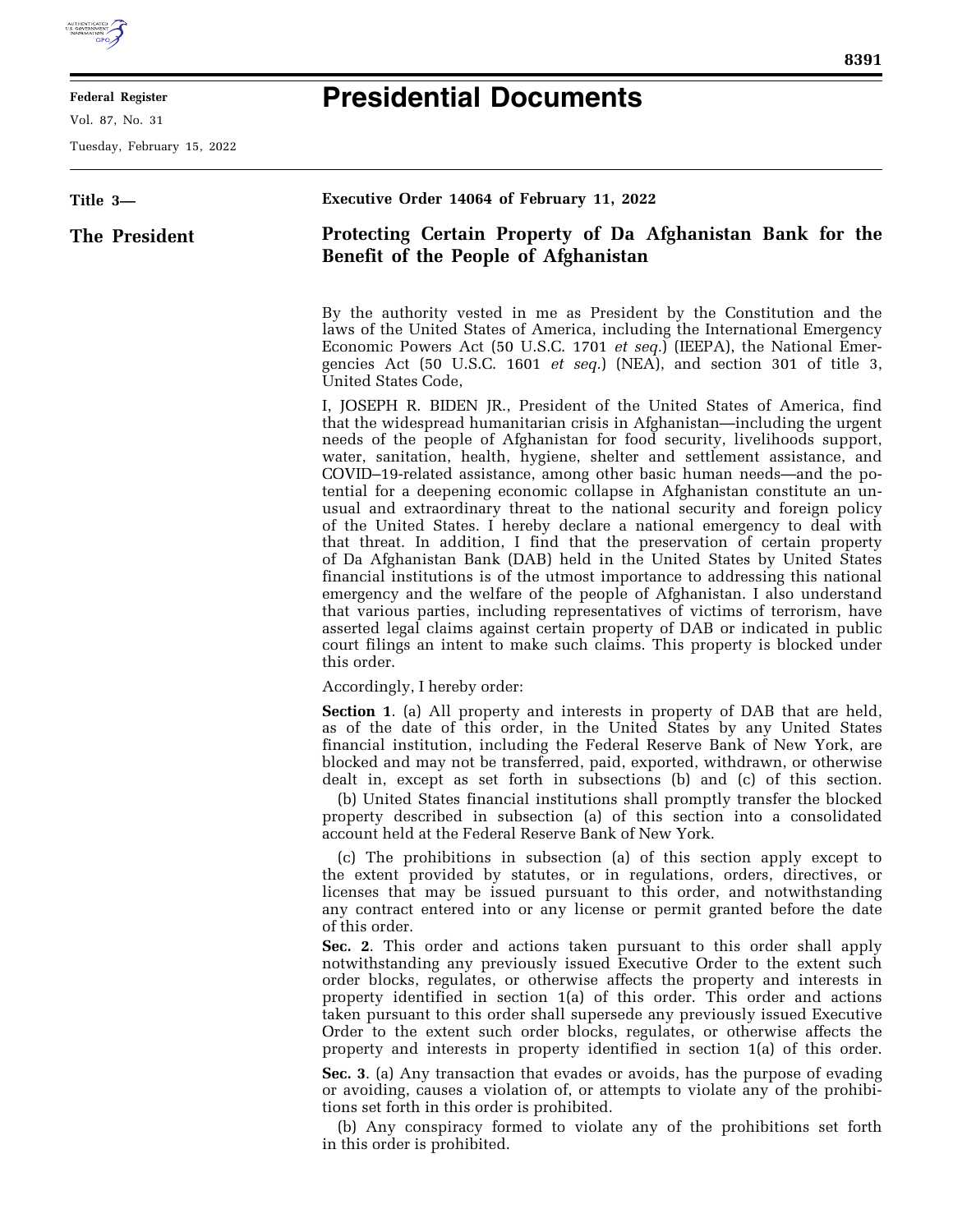# Presidential Documents

**Title 3—**

**The President**

## Executive Order 14064 of February 11, 2022

## Protecting Certain Property of Da Afghanistan Bank for the Benefit of the People of Afghanistan

By the authority vested in me as President by the Constitution and the laws of the United States of America, including the International Emergency Economic Powers Act (50 U.S.C. 1701 *et seq.*) (IEEPA), the National Emergencies Act (50 U.S.C. 1601 *et seq.*) (NEA), and section 301 of title 3, United States Code,

I, JOSEPH R. BIDEN JR., President of the United States of America, find that the widespread humanitarian crisis in Afghanistan—including the urgent needs of the people of Afghanistan for food security, livelihoods support, water, sanitation, health, hygiene, shelter and settlement assistance, and COVID–19-related assistance, among other basic human needs—and the potential for a deepening economic collapse in Afghanistan constitute an unusual and extraordinary threat to the national security and foreign policy of the United States. I hereby declare a national emergency to deal with that threat. In addition, I find that the preservation of certain property of Da Afghanistan Bank (DAB) held in the United States by United States financial institutions is of the utmost importance to addressing this national emergency and the welfare of the people of Afghanistan. I also understand that various parties, including representatives of victims of terrorism, have asserted legal claims against certain property of DAB or indicated in public court filings an intent to make such claims. This property is blocked under this order.

Accordingly, I hereby order:

**Section 1**. (a) All property and interests in property of DAB that are held, as of the date of this order, in the United States by any United States financial institution, including the Federal Reserve Bank of New York, are blocked and may not be transferred, paid, exported, withdrawn, or otherwise dealt in, except as set forth in subsections (b) and (c) of this section.

(b) United States financial institutions shall promptly transfer the blocked property described in subsection (a) of this section into a consolidated account held at the Federal Reserve Bank of New York.

(c) The prohibitions in subsection (a) of this section apply except to the extent provided by statutes, or in regulations, orders, directives, or licenses that may be issued pursuant to this order, and notwithstanding any contract entered into or any license or permit granted before the date of this order.

**Sec. 2**. This order and actions taken pursuant to this order shall apply notwithstanding any previously issued Executive Order to the extent such order blocks, regulates, or otherwise affects the property and interests in property identified in section 1(a) of this order. This order and actions taken pursuant to this order shall supersede any previously issued Executive Order to the extent such order blocks, regulates, or otherwise affects the property and interests in property identified in section 1(a) of this order.

**Sec. 3**. (a) Any transaction that evades or avoids, has the purpose of evading or avoiding, causes a violation of, or attempts to violate any of the prohibitions set forth in this order is prohibited.

(b) Any conspiracy formed to violate any of the prohibitions set forth in this order is prohibited.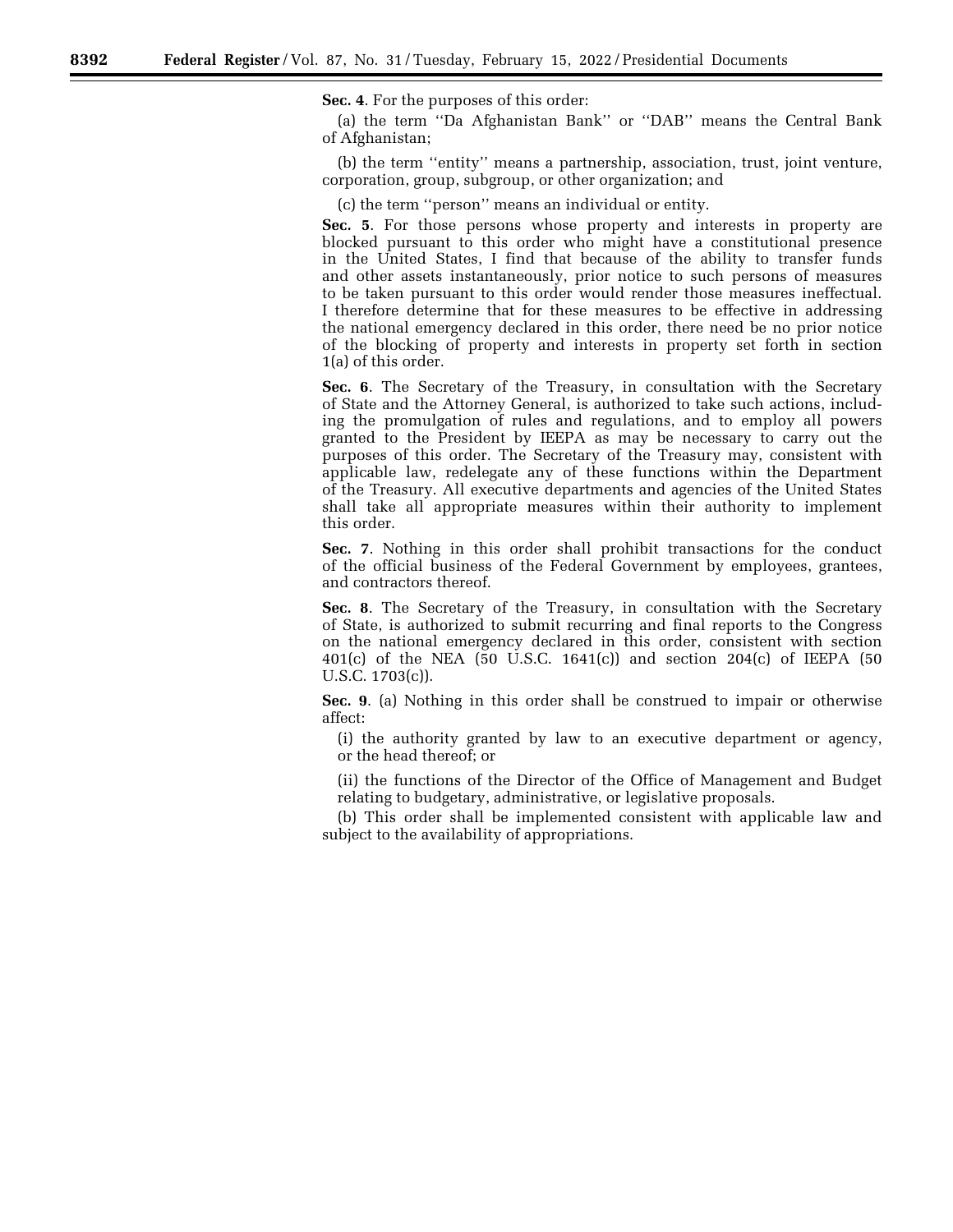**Sec. 4**. For the purposes of this order:

(a) the term ''Da Afghanistan Bank'' or ''DAB'' means the Central Bank of Afghanistan;

(b) the term ''entity'' means a partnership, association, trust, joint venture, corporation, group, subgroup, or other organization; and

(c) the term ''person'' means an individual or entity.

**Sec. 5**. For those persons whose property and interests in property are blocked pursuant to this order who might have a constitutional presence in the United States, I find that because of the ability to transfer funds and other assets instantaneously, prior notice to such persons of measures to be taken pursuant to this order would render those measures ineffectual. I therefore determine that for these measures to be effective in addressing the national emergency declared in this order, there need be no prior notice of the blocking of property and interests in property set forth in section 1(a) of this order.

**Sec. 6**. The Secretary of the Treasury, in consultation with the Secretary of State and the Attorney General, is authorized to take such actions, including the promulgation of rules and regulations, and to employ all powers granted to the President by IEEPA as may be necessary to carry out the purposes of this order. The Secretary of the Treasury may, consistent with applicable law, redelegate any of these functions within the Department of the Treasury. All executive departments and agencies of the United States shall take all appropriate measures within their authority to implement this order.

**Sec. 7**. Nothing in this order shall prohibit transactions for the conduct of the official business of the Federal Government by employees, grantees, and contractors thereof.

**Sec. 8**. The Secretary of the Treasury, in consultation with the Secretary of State, is authorized to submit recurring and final reports to the Congress on the national emergency declared in this order, consistent with section 401(c) of the NEA (50 U.S.C. 1641(c)) and section 204(c) of IEEPA (50 U.S.C. 1703(c)).

**Sec. 9**. (a) Nothing in this order shall be construed to impair or otherwise affect:

(i) the authority granted by law to an executive department or agency, or the head thereof; or

(ii) the functions of the Director of the Office of Management and Budget relating to budgetary, administrative, or legislative proposals.

(b) This order shall be implemented consistent with applicable law and subject to the availability of appropriations.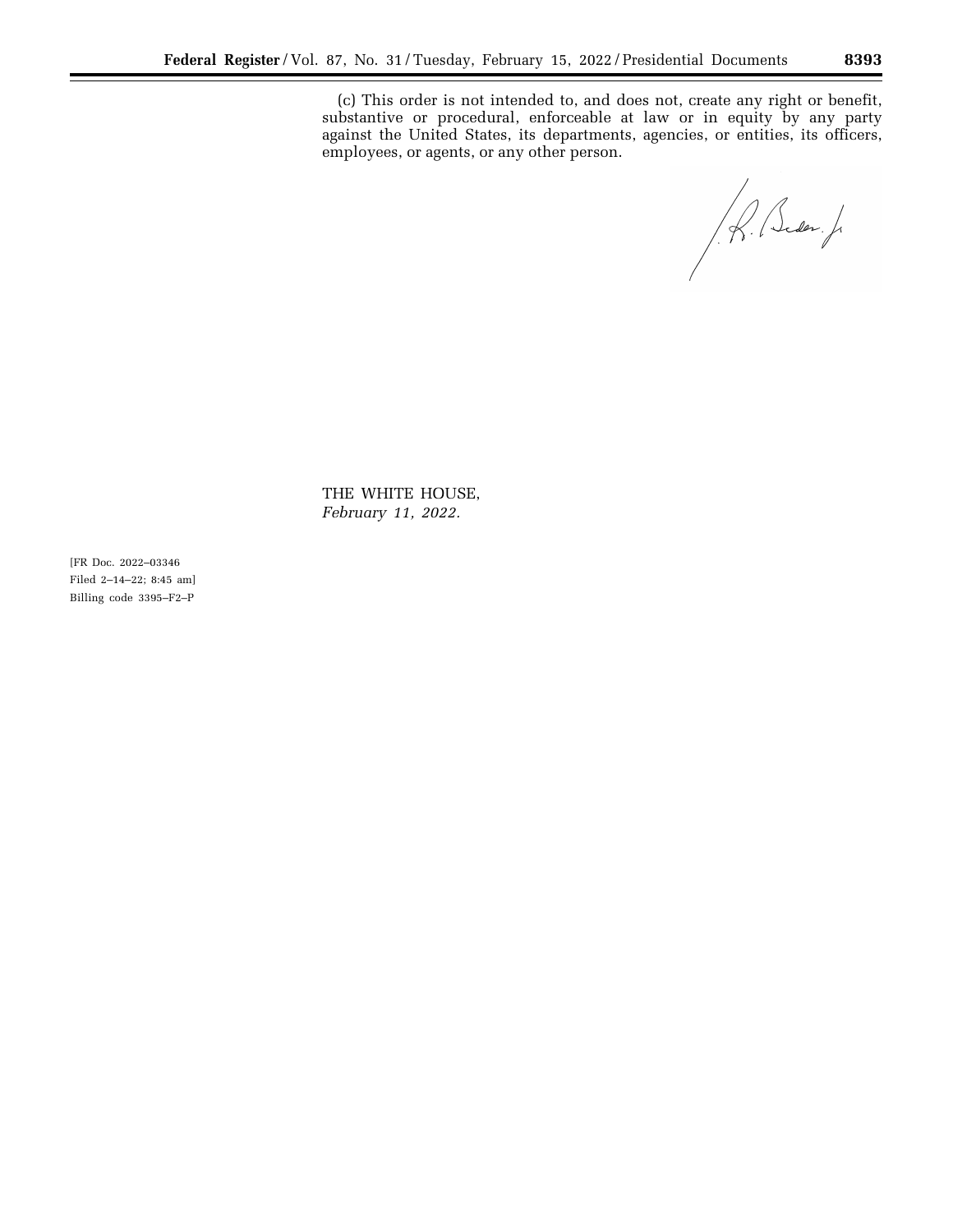(c) This order is not intended to, and does not, create any right or benefit, substantive or procedural, enforceable at law or in equity by any party against the United States, its departments, agencies, or entities, its officers, employees, or agents, or any other person.

THE WHITE HOUSE,
*February 11, 2022.*

[FR Doc. 2022–03346
Filed 2–14–22; 8:45 am]
Billing code 3395–F2–P